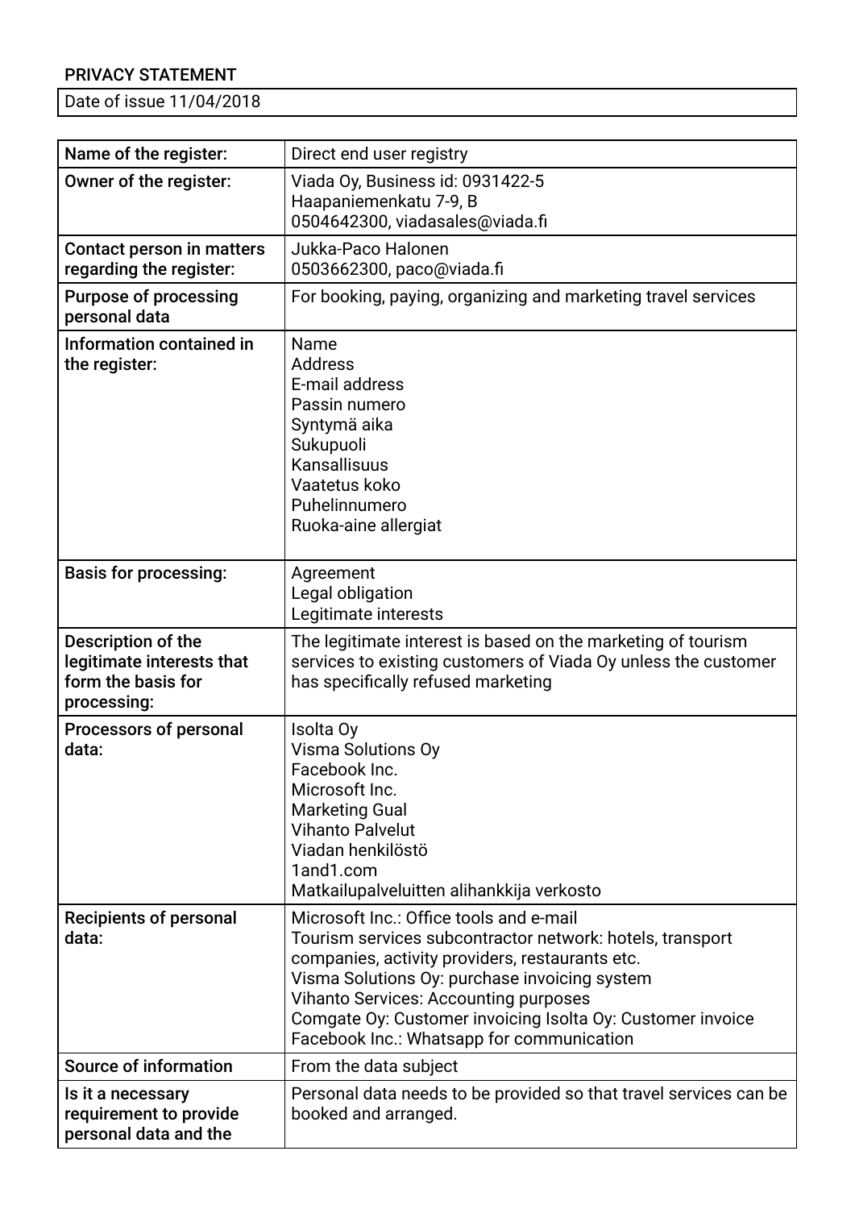PRIVACY STATEMENT

| Date of issue 11/04/2018 |
|---|

| Name of the register: | Direct end user registry |
|---|---|
| Owner of the register: | Viada Oy, Business id: 0931422-5<br>Haapaniemenkatu 7-9, B<br>0504642300, viadasales@viada.fi |
| Contact person in matters regarding the register: | Jukka-Paco Halonen<br>0503662300, paco@viada.fi |
| Purpose of processing personal data | For booking, paying, organizing and marketing travel services |
| Information contained in the register: | Name<br>Address<br>E-mail address<br>Passin numero<br>Syntymä aika<br>Sukupuoli<br>Kansallisuus<br>Vaatetus koko<br>Puhelinnumero<br>Ruoka-aine allergiat |
| Basis for processing: | Agreement<br>Legal obligation<br>Legitimate interests |
| Description of the legitimate interests that form the basis for processing: | The legitimate interest is based on the marketing of tourism services to existing customers of Viada Oy unless the customer has specifically refused marketing |
| Processors of personal data: | Isolta Oy<br>Visma Solutions Oy<br>Facebook Inc.<br>Microsoft Inc.<br>Marketing Gual<br>Vihanto Palvelut<br>Viadan henkilöstö<br>1and1.com<br>Matkailupalveluitten alihankkija verkosto |
| Recipients of personal data: | Microsoft Inc.: Office tools and e-mail<br>Tourism services subcontractor network: hotels, transport companies, activity providers, restaurants etc.<br>Visma Solutions Oy: purchase invoicing system<br>Vihanto Services: Accounting purposes<br>Comgate Oy: Customer invoicing Isolta Oy: Customer invoice<br>Facebook Inc.: Whatsapp for communication |
| Source of information | From the data subject |
| Is it a necessary requirement to provide personal data and the | Personal data needs to be provided so that travel services can be booked and arranged. |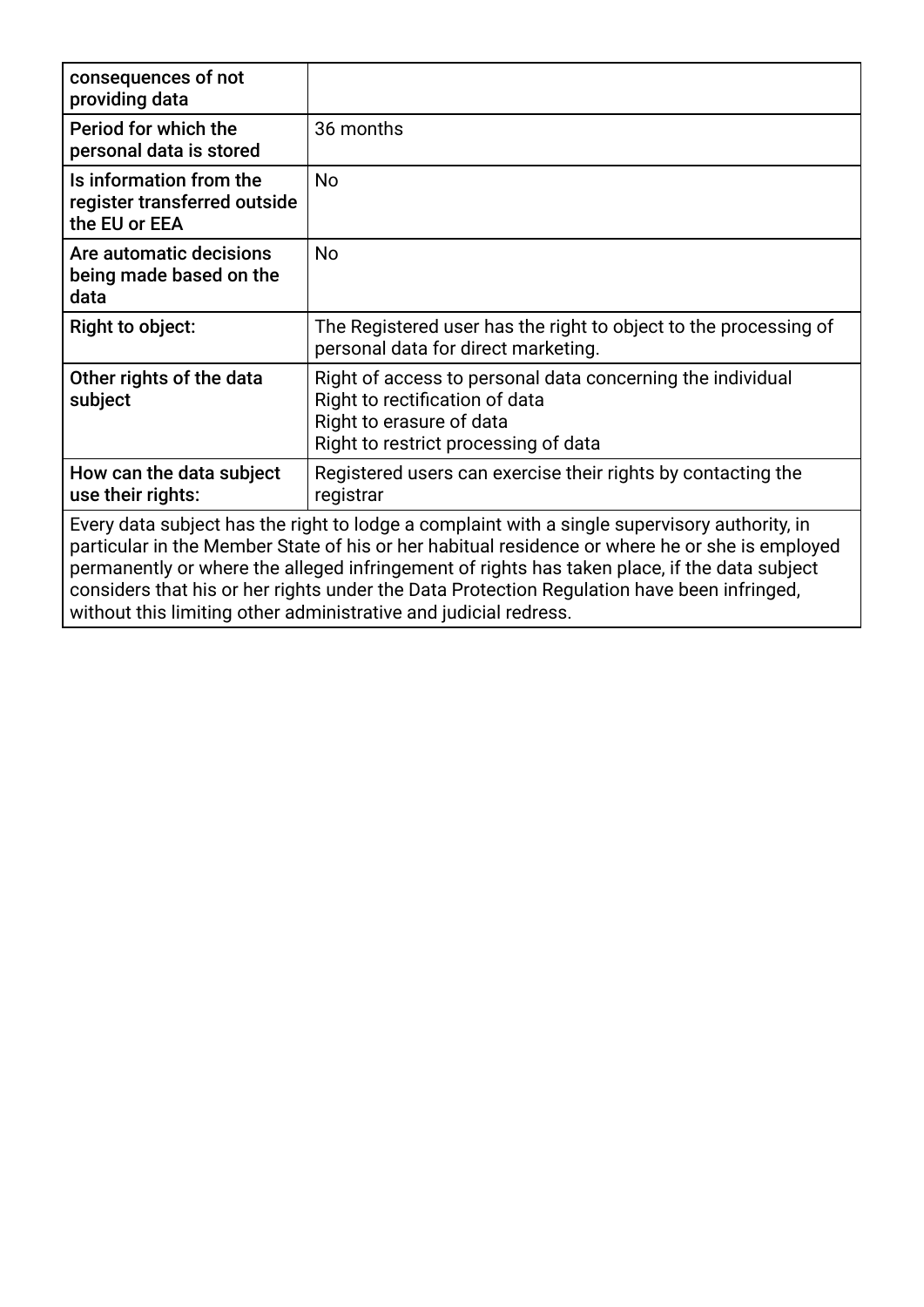| | |
|---|---|
| **consequences of not providing data** | |
| **Period for which the personal data is stored** | 36 months |
| **Is information from the register transferred outside the EU or EEA** | No |
| **Are automatic decisions being made based on the data** | No |
| **Right to object:** | The Registered user has the right to object to the processing of personal data for direct marketing. |
| **Other rights of the data subject** | Right of access to personal data concerning the individual<br>Right to rectification of data<br>Right to erasure of data<br>Right to restrict processing of data |
| **How can the data subject use their rights:** | Registered users can exercise their rights by contacting the registrar |

Every data subject has the right to lodge a complaint with a single supervisory authority, in particular in the Member State of his or her habitual residence or where he or she is employed permanently or where the alleged infringement of rights has taken place, if the data subject considers that his or her rights under the Data Protection Regulation have been infringed, without this limiting other administrative and judicial redress.